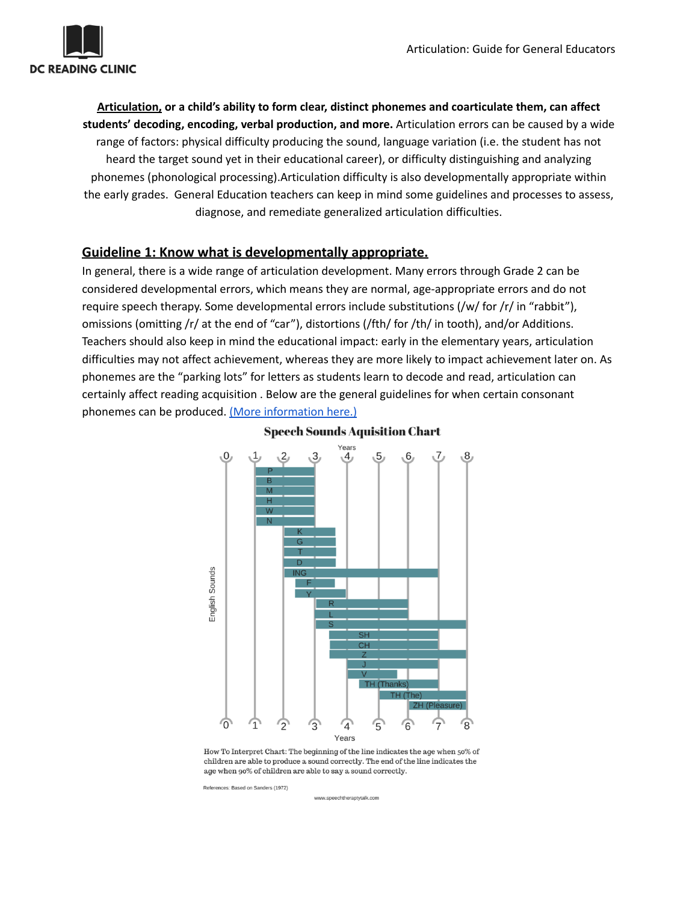**Articulation, or a child's ability to form clear, distinct phonemes and coarticulate them, can affect students' decoding, encoding, verbal production, and more.** Articulation errors can be caused by a wide range of factors: physical difficulty producing the sound, language variation (i.e. the student has not heard the target sound yet in their educational career), or difficulty distinguishing and analyzing phonemes (phonological processing).Articulation difficulty is also developmentally appropriate within the early grades. General Education teachers can keep in mind some guidelines and processes to assess, diagnose, and remediate generalized articulation difficulties.

## Guideline 1: Know what is developmentally appropriate.

In general, there is a wide range of articulation development. Many errors through Grade 2 can be considered developmental errors, which means they are normal, age-appropriate errors and do not require speech therapy. Some developmental errors include substitutions (/w/ for /r/ in "rabbit"), omissions (omitting /r/ at the end of "car"), distortions (/fth/ for /th/ in tooth), and/or Additions. Teachers should also keep in mind the educational impact: early in the elementary years, articulation difficulties may not affect achievement, whereas they are more likely to impact achievement later on. As phonemes are the "parking lots" for letters as students learn to decode and read, articulation can certainly affect reading acquisition . Below are the general guidelines for when certain consonant phonemes can be produced. [(More information here.)]()

**Speech Sounds Aquisition Chart**

| English Sounds | Start (Years) | End (Years) |
|---|---|---|
| P | 1 | 3 |
| B | 1 | 3 |
| M | 1 | 3 |
| H | 1 | 3 |
| W | 1 | 3 |
| N | 1 | 3 |
| K | 2 | 3.5 |
| G | 2 | 3.5 |
| T | 2 | 3.5 |
| D | 2 | 3.5 |
| ING | 2 | 7 |
| F | 2.5 | 3.5 |
| Y | 2.5 | 4 |
| R | 3 | 6 |
| L | 3 | 6 |
| S | 3 | 8 |
| SH | 3.5 | 7 |
| CH | 3.5 | 7 |
| Z | 3.5 | 8 |
| J | 4 | 7 |
| V | 4 | 5.5 |
| TH (Thanks) | 4.5 | 7 |
| TH (The) | 5 | 8 |
| ZH (Pleasure) | 6 | 8 |

How To Interpret Chart: The beginning of the line indicates the age when 50% of children are able to produce a sound correctly. The end of the line indicates the age when 90% of children are able to say a sound correctly.

References: Based on Sanders (1972)

www.speechtherapytalk.com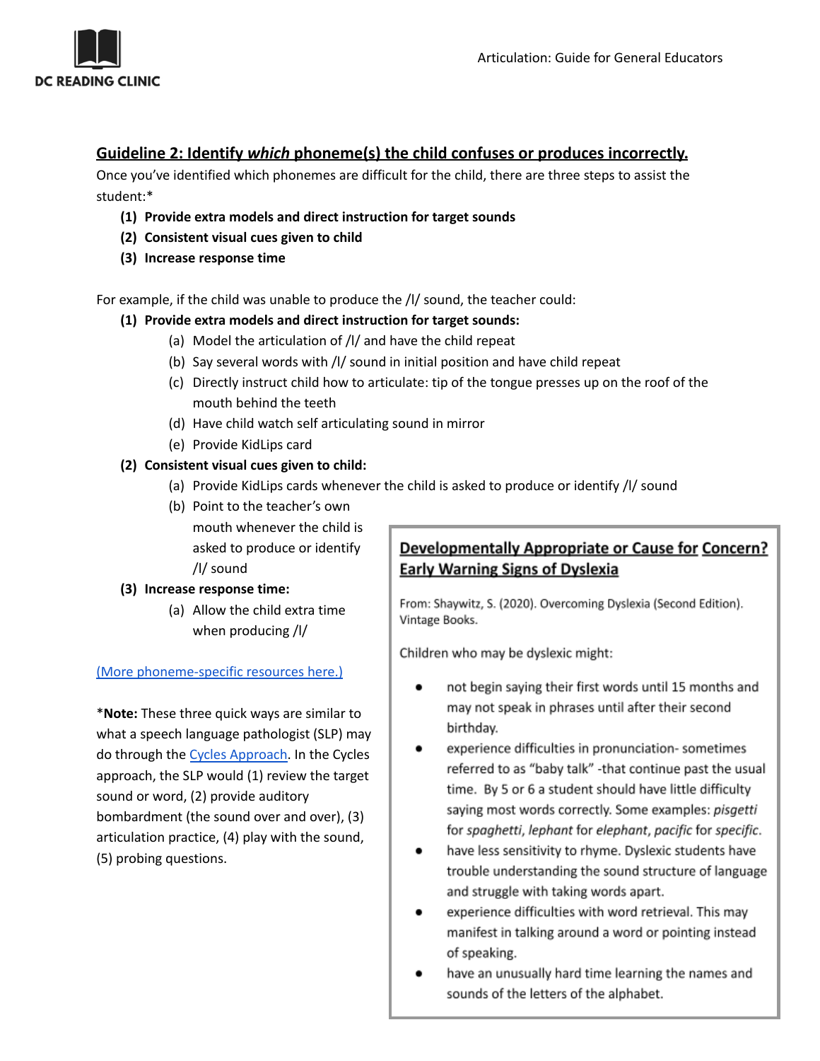## Guideline 2: Identify *which* phoneme(s) the child confuses or produces incorrectly.

Once you've identified which phonemes are difficult for the child, there are three steps to assist the student:*

1. **Provide extra models and direct instruction for target sounds**
2. **Consistent visual cues given to child**
3. **Increase response time**

For example, if the child was unable to produce the /l/ sound, the teacher could:

1. **Provide extra models and direct instruction for target sounds:**
   - (a) Model the articulation of /l/ and have the child repeat
   - (b) Say several words with /l/ sound in initial position and have child repeat
   - (c) Directly instruct child how to articulate: tip of the tongue presses up on the roof of the mouth behind the teeth
   - (d) Have child watch self articulating sound in mirror
   - (e) Provide KidLips card
2. **Consistent visual cues given to child:**
   - (a) Provide KidLips cards whenever the child is asked to produce or identify /l/ sound
   - (b) Point to the teacher's own mouth whenever the child is asked to produce or identify /l/ sound
3. **Increase response time:**
   - (a) Allow the child extra time when producing /l/

[(More phoneme-specific resources here.)]()

***Note:** These three quick ways are similar to what a speech language pathologist (SLP) may do through the [Cycles Approach](). In the Cycles approach, the SLP would (1) review the target sound or word, (2) provide auditory bombardment (the sound over and over), (3) articulation practice, (4) play with the sound, (5) probing questions.

### Developmentally Appropriate or Cause for Concern? Early Warning Signs of Dyslexia

From: Shaywitz, S. (2020). Overcoming Dyslexia (Second Edition). Vintage Books.

Children who may be dyslexic might:

- not begin saying their first words until 15 months and may not speak in phrases until after their second birthday.
- experience difficulties in pronunciation- sometimes referred to as "baby talk" -that continue past the usual time. By 5 or 6 a student should have little difficulty saying most words correctly. Some examples: *pisgetti* for *spaghetti*, *lephant* for *elephant*, *pacific* for *specific*.
- have less sensitivity to rhyme. Dyslexic students have trouble understanding the sound structure of language and struggle with taking words apart.
- experience difficulties with word retrieval. This may manifest in talking around a word or pointing instead of speaking.
- have an unusually hard time learning the names and sounds of the letters of the alphabet.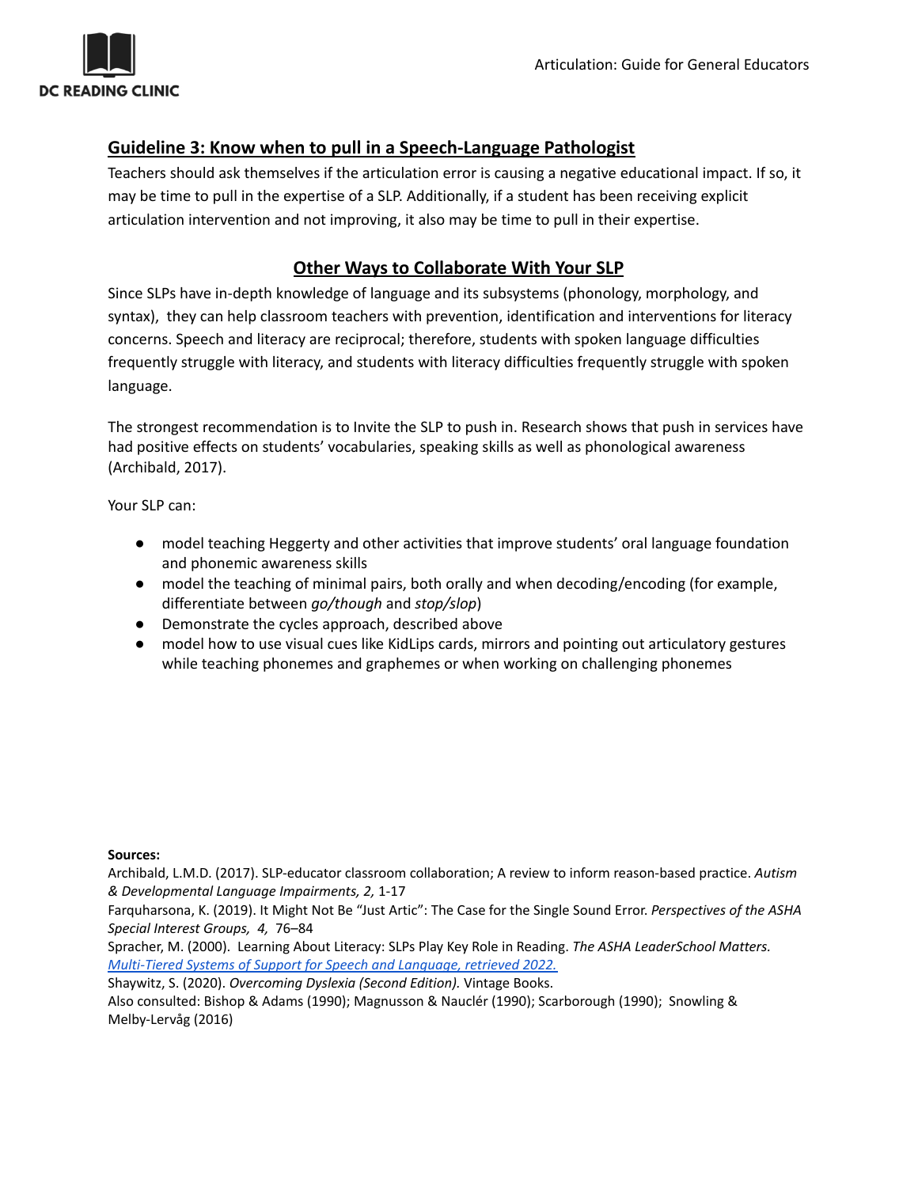## Guideline 3: Know when to pull in a Speech-Language Pathologist

Teachers should ask themselves if the articulation error is causing a negative educational impact. If so, it may be time to pull in the expertise of a SLP. Additionally, if a student has been receiving explicit articulation intervention and not improving, it also may be time to pull in their expertise.

## Other Ways to Collaborate With Your SLP

Since SLPs have in-depth knowledge of language and its subsystems (phonology, morphology, and syntax), they can help classroom teachers with prevention, identification and interventions for literacy concerns. Speech and literacy are reciprocal; therefore, students with spoken language difficulties frequently struggle with literacy, and students with literacy difficulties frequently struggle with spoken language.

The strongest recommendation is to Invite the SLP to push in. Research shows that push in services have had positive effects on students' vocabularies, speaking skills as well as phonological awareness (Archibald, 2017).

Your SLP can:

- model teaching Heggerty and other activities that improve students' oral language foundation and phonemic awareness skills
- model the teaching of minimal pairs, both orally and when decoding/encoding (for example, differentiate between *go/though* and *stop/slop*)
- Demonstrate the cycles approach, described above
- model how to use visual cues like KidLips cards, mirrors and pointing out articulatory gestures while teaching phonemes and graphemes or when working on challenging phonemes

**Sources:**

Archibald, L.M.D. (2017). SLP-educator classroom collaboration; A review to inform reason-based practice. *Autism & Developmental Language Impairments, 2,* 1-17

Farquharsona, K. (2019). It Might Not Be "Just Artic": The Case for the Single Sound Error. *Perspectives of the ASHA Special Interest Groups, 4,* 76–84

Spracher, M. (2000). Learning About Literacy: SLPs Play Key Role in Reading. *The ASHA LeaderSchool Matters.* [Multi-Tiered Systems of Support for Speech and Language, retrieved 2022.]

Shaywitz, S. (2020). *Overcoming Dyslexia (Second Edition).* Vintage Books.

Also consulted: Bishop & Adams (1990); Magnusson & Nauclér (1990); Scarborough (1990); Snowling & Melby-Lervåg (2016)